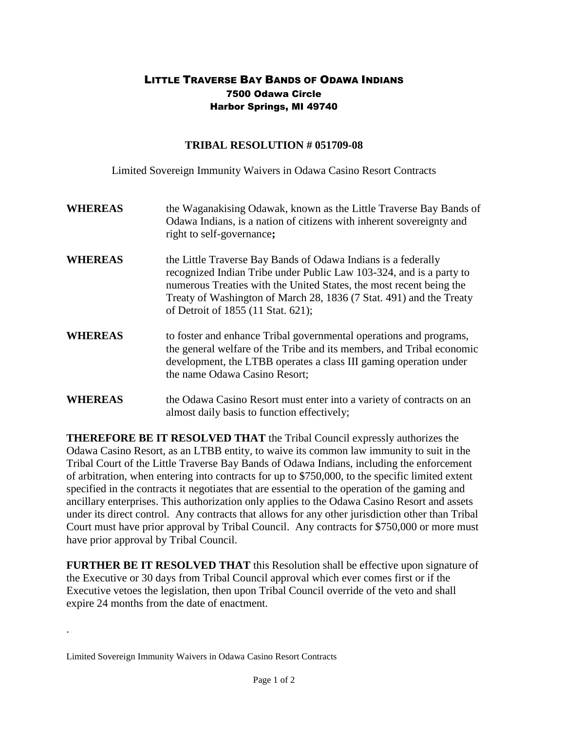# LITTLE TRAVERSE BAY BANDS OF ODAWA INDIANS

**7500 Odawa Circle**
**Harbor Springs, MI 49740**

## TRIBAL RESOLUTION # 051709-08

Limited Sovereign Immunity Waivers in Odawa Casino Resort Contracts

**WHEREAS** the Waganakising Odawak, known as the Little Traverse Bay Bands of Odawa Indians, is a nation of citizens with inherent sovereignty and right to self-governance**;**

**WHEREAS** the Little Traverse Bay Bands of Odawa Indians is a federally recognized Indian Tribe under Public Law 103-324, and is a party to numerous Treaties with the United States, the most recent being the Treaty of Washington of March 28, 1836 (7 Stat. 491) and the Treaty of Detroit of 1855 (11 Stat. 621);

**WHEREAS** to foster and enhance Tribal governmental operations and programs, the general welfare of the Tribe and its members, and Tribal economic development, the LTBB operates a class III gaming operation under the name Odawa Casino Resort;

**WHEREAS** the Odawa Casino Resort must enter into a variety of contracts on an almost daily basis to function effectively;

**THEREFORE BE IT RESOLVED THAT** the Tribal Council expressly authorizes the Odawa Casino Resort, as an LTBB entity, to waive its common law immunity to suit in the Tribal Court of the Little Traverse Bay Bands of Odawa Indians, including the enforcement of arbitration, when entering into contracts for up to $750,000, to the specific limited extent specified in the contracts it negotiates that are essential to the operation of the gaming and ancillary enterprises. This authorization only applies to the Odawa Casino Resort and assets under its direct control. Any contracts that allows for any other jurisdiction other than Tribal Court must have prior approval by Tribal Council. Any contracts for $750,000 or more must have prior approval by Tribal Council.

**FURTHER BE IT RESOLVED THAT** this Resolution shall be effective upon signature of the Executive or 30 days from Tribal Council approval which ever comes first or if the Executive vetoes the legislation, then upon Tribal Council override of the veto and shall expire 24 months from the date of enactment.

.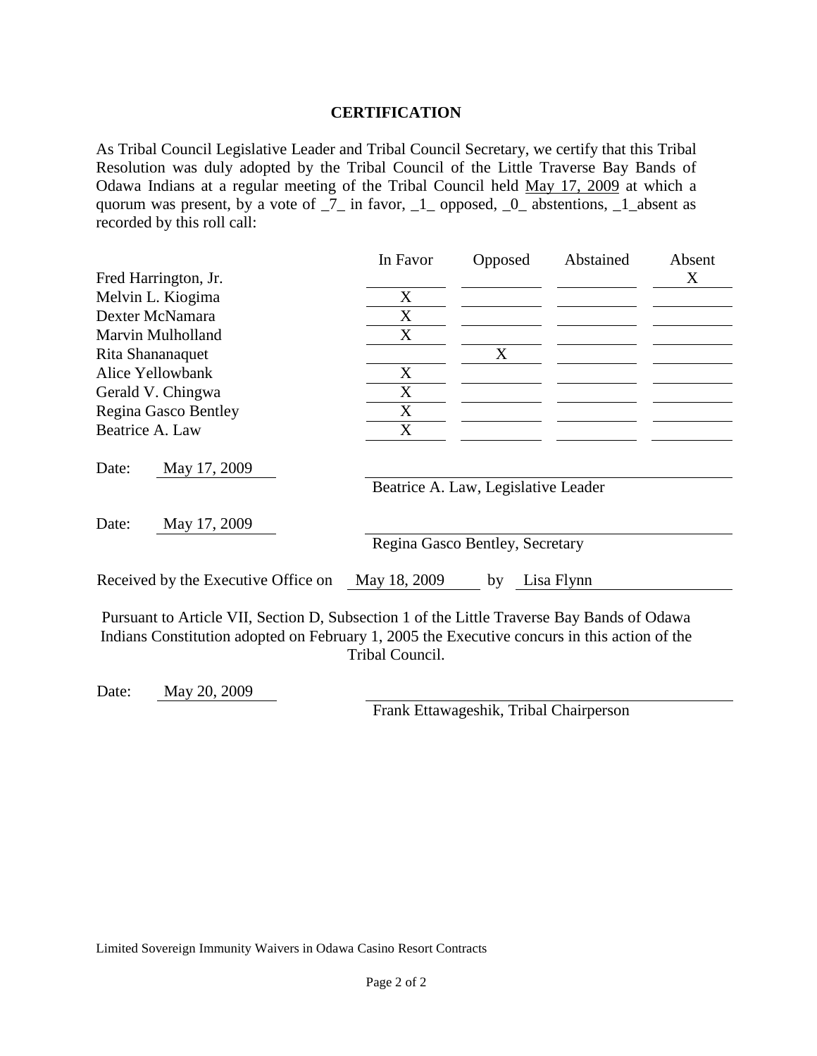## CERTIFICATION

As Tribal Council Legislative Leader and Tribal Council Secretary, we certify that this Tribal Resolution was duly adopted by the Tribal Council of the Little Traverse Bay Bands of Odawa Indians at a regular meeting of the Tribal Council held May 17, 2009 at which a quorum was present, by a vote of _7_ in favor, _1_ opposed, _0_ abstentions, _1_absent as recorded by this roll call:

| | In Favor | Opposed | Abstained | Absent |
|---|---|---|---|---|
| Fred Harrington, Jr. | | | | X |
| Melvin L. Kiogima | X | | | |
| Dexter McNamara | X | | | |
| Marvin Mulholland | X | | | |
| Rita Shananaquet | | X | | |
| Alice Yellowbank | X | | | |
| Gerald V. Chingwa | X | | | |
| Regina Gasco Bentley | X | | | |
| Beatrice A. Law | X | | | |

Date: May 17, 2009

Beatrice A. Law, Legislative Leader

Date: May 17, 2009

Regina Gasco Bentley, Secretary

Received by the Executive Office on May 18, 2009 by Lisa Flynn

Pursuant to Article VII, Section D, Subsection 1 of the Little Traverse Bay Bands of Odawa Indians Constitution adopted on February 1, 2005 the Executive concurs in this action of the Tribal Council.

Date: May 20, 2009

Frank Ettawageshik, Tribal Chairperson